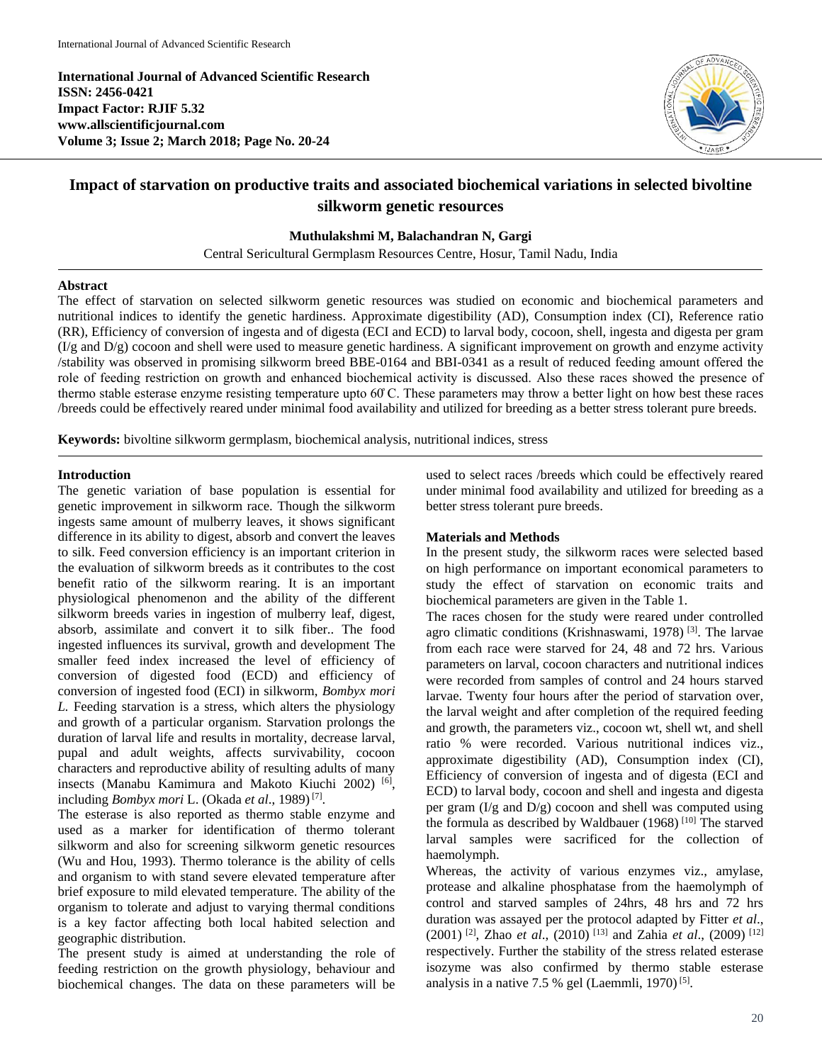International Journal of Advanced Scientific Research
ISSN: 2456-0421
Impact Factor: RJIF 5.32
www.allscientificjournal.com
Volume 3; Issue 2; March 2018; Page No. 20-24

# Impact of starvation on productive traits and associated biochemical variations in selected bivoltine silkworm genetic resources

**Muthulakshmi M, Balachandran N, Gargi**

Central Sericultural Germplasm Resources Centre, Hosur, Tamil Nadu, India

## Abstract

The effect of starvation on selected silkworm genetic resources was studied on economic and biochemical parameters and nutritional indices to identify the genetic hardiness. Approximate digestibility (AD), Consumption index (CI), Reference ratio (RR), Efficiency of conversion of ingesta and of digesta (ECI and ECD) to larval body, cocoon, shell, ingesta and digesta per gram (I/g and D/g) cocoon and shell were used to measure genetic hardiness. A significant improvement on growth and enzyme activity /stability was observed in promising silkworm breed BBE-0164 and BBI-0341 as a result of reduced feeding amount offered the role of feeding restriction on growth and enhanced biochemical activity is discussed. Also these races showed the presence of thermo stable esterase enzyme resisting temperature upto 60°C. These parameters may throw a better light on how best these races /breeds could be effectively reared under minimal food availability and utilized for breeding as a better stress tolerant pure breeds.

**Keywords:** bivoltine silkworm germplasm, biochemical analysis, nutritional indices, stress

## Introduction

The genetic variation of base population is essential for genetic improvement in silkworm race. Though the silkworm ingests same amount of mulberry leaves, it shows significant difference in its ability to digest, absorb and convert the leaves to silk. Feed conversion efficiency is an important criterion in the evaluation of silkworm breeds as it contributes to the cost benefit ratio of the silkworm rearing. It is an important physiological phenomenon and the ability of the different silkworm breeds varies in ingestion of mulberry leaf, digest, absorb, assimilate and convert it to silk fiber.. The food ingested influences its survival, growth and development The smaller feed index increased the level of efficiency of conversion of digested food (ECD) and efficiency of conversion of ingested food (ECI) in silkworm, *Bombyx mori L.* Feeding starvation is a stress, which alters the physiology and growth of a particular organism. Starvation prolongs the duration of larval life and results in mortality, decrease larval, pupal and adult weights, affects survivability, cocoon characters and reproductive ability of resulting adults of many insects (Manabu Kamimura and Makoto Kiuchi 2002) [6], including *Bombyx mori* L. (Okada *et al*., 1989) [7].

The esterase is also reported as thermo stable enzyme and used as a marker for identification of thermo tolerant silkworm and also for screening silkworm genetic resources (Wu and Hou, 1993). Thermo tolerance is the ability of cells and organism to with stand severe elevated temperature after brief exposure to mild elevated temperature. The ability of the organism to tolerate and adjust to varying thermal conditions is a key factor affecting both local habited selection and geographic distribution.

The present study is aimed at understanding the role of feeding restriction on the growth physiology, behaviour and biochemical changes. The data on these parameters will be used to select races /breeds which could be effectively reared under minimal food availability and utilized for breeding as a better stress tolerant pure breeds.

## Materials and Methods

In the present study, the silkworm races were selected based on high performance on important economical parameters to study the effect of starvation on economic traits and biochemical parameters are given in the Table 1.

The races chosen for the study were reared under controlled agro climatic conditions (Krishnaswami, 1978) [3]. The larvae from each race were starved for 24, 48 and 72 hrs. Various parameters on larval, cocoon characters and nutritional indices were recorded from samples of control and 24 hours starved larvae. Twenty four hours after the period of starvation over, the larval weight and after completion of the required feeding and growth, the parameters viz., cocoon wt, shell wt, and shell ratio % were recorded. Various nutritional indices viz., approximate digestibility (AD), Consumption index (CI), Efficiency of conversion of ingesta and of digesta (ECI and ECD) to larval body, cocoon and shell and ingesta and digesta per gram (I/g and D/g) cocoon and shell was computed using the formula as described by Waldbauer (1968) [10] The starved larval samples were sacrificed for the collection of haemolymph.

Whereas, the activity of various enzymes viz., amylase, protease and alkaline phosphatase from the haemolymph of control and starved samples of 24hrs, 48 hrs and 72 hrs duration was assayed per the protocol adapted by Fitter *et al*., (2001) [2], Zhao *et al*., (2010) [13] and Zahia *et al*., (2009) [12] respectively. Further the stability of the stress related esterase isozyme was also confirmed by thermo stable esterase analysis in a native 7.5 % gel (Laemmli, 1970) [5].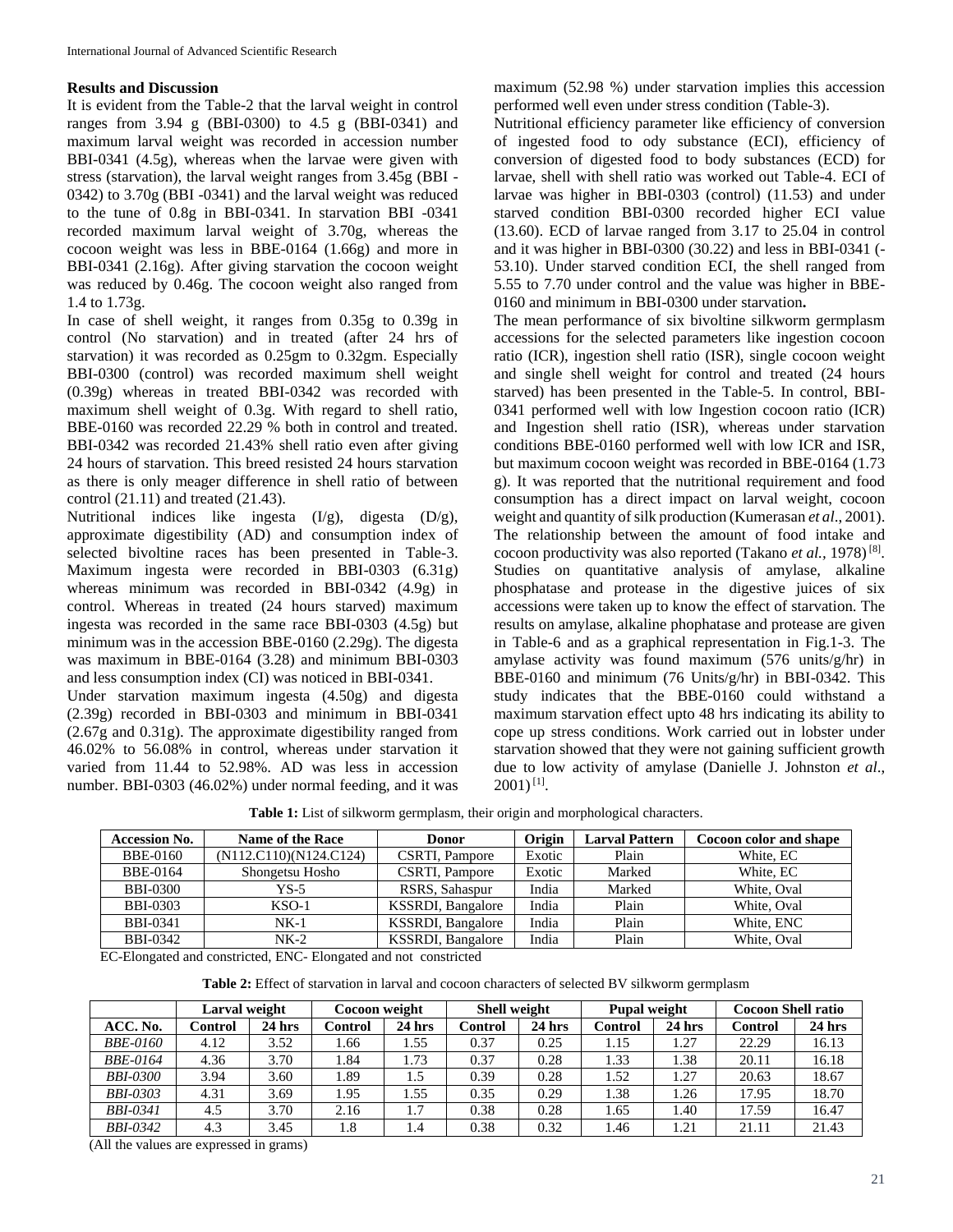## Results and Discussion

It is evident from the Table-2 that the larval weight in control ranges from 3.94 g (BBI-0300) to 4.5 g (BBI-0341) and maximum larval weight was recorded in accession number BBI-0341 (4.5g), whereas when the larvae were given with stress (starvation), the larval weight ranges from 3.45g (BBI - 0342) to 3.70g (BBI -0341) and the larval weight was reduced to the tune of 0.8g in BBI-0341. In starvation BBI -0341 recorded maximum larval weight of 3.70g, whereas the cocoon weight was less in BBE-0164 (1.66g) and more in BBI-0341 (2.16g). After giving starvation the cocoon weight was reduced by 0.46g. The cocoon weight also ranged from 1.4 to 1.73g.

In case of shell weight, it ranges from 0.35g to 0.39g in control (No starvation) and in treated (after 24 hrs of starvation) it was recorded as 0.25gm to 0.32gm. Especially BBI-0300 (control) was recorded maximum shell weight (0.39g) whereas in treated BBI-0342 was recorded with maximum shell weight of 0.3g. With regard to shell ratio, BBE-0160 was recorded 22.29 % both in control and treated. BBI-0342 was recorded 21.43% shell ratio even after giving 24 hours of starvation. This breed resisted 24 hours starvation as there is only meager difference in shell ratio of between control (21.11) and treated (21.43).

Nutritional indices like ingesta (I/g), digesta (D/g), approximate digestibility (AD) and consumption index of selected bivoltine races has been presented in Table-3. Maximum ingesta were recorded in BBI-0303 (6.31g) whereas minimum was recorded in BBI-0342 (4.9g) in control. Whereas in treated (24 hours starved) maximum ingesta was recorded in the same race BBI-0303 (4.5g) but minimum was in the accession BBE-0160 (2.29g). The digesta was maximum in BBE-0164 (3.28) and minimum BBI-0303 and less consumption index (CI) was noticed in BBI-0341.

Under starvation maximum ingesta (4.50g) and digesta (2.39g) recorded in BBI-0303 and minimum in BBI-0341 (2.67g and 0.31g). The approximate digestibility ranged from 46.02% to 56.08% in control, whereas under starvation it varied from 11.44 to 52.98%. AD was less in accession number. BBI-0303 (46.02%) under normal feeding, and it was maximum (52.98 %) under starvation implies this accession performed well even under stress condition (Table-3).

Nutritional efficiency parameter like efficiency of conversion of ingested food to ody substance (ECI), efficiency of conversion of digested food to body substances (ECD) for larvae, shell with shell ratio was worked out Table-4. ECI of larvae was higher in BBI-0303 (control) (11.53) and under starved condition BBI-0300 recorded higher ECI value (13.60). ECD of larvae ranged from 3.17 to 25.04 in control and it was higher in BBI-0300 (30.22) and less in BBI-0341 (-53.10). Under starved condition ECI, the shell ranged from 5.55 to 7.70 under control and the value was higher in BBE-0160 and minimum in BBI-0300 under starvation**.**

The mean performance of six bivoltine silkworm germplasm accessions for the selected parameters like ingestion cocoon ratio (ICR), ingestion shell ratio (ISR), single cocoon weight and single shell weight for control and treated (24 hours starved) has been presented in the Table-5. In control, BBI-0341 performed well with low Ingestion cocoon ratio (ICR) and Ingestion shell ratio (ISR), whereas under starvation conditions BBE-0160 performed well with low ICR and ISR, but maximum cocoon weight was recorded in BBE-0164 (1.73 g). It was reported that the nutritional requirement and food consumption has a direct impact on larval weight, cocoon weight and quantity of silk production (Kumerasan *et al*., 2001). The relationship between the amount of food intake and cocoon productivity was also reported (Takano *et al.,* 1978) [8]. Studies on quantitative analysis of amylase, alkaline phosphatase and protease in the digestive juices of six accessions were taken up to know the effect of starvation. The results on amylase, alkaline phophatase and protease are given in Table-6 and as a graphical representation in Fig.1-3. The amylase activity was found maximum (576 units/g/hr) in BBE-0160 and minimum (76 Units/g/hr) in BBI-0342. This study indicates that the BBE-0160 could withstand a maximum starvation effect upto 48 hrs indicating its ability to cope up stress conditions. Work carried out in lobster under starvation showed that they were not gaining sufficient growth due to low activity of amylase (Danielle J. Johnston *et al*., 2001) [1].

**Table 1:** List of silkworm germplasm, their origin and morphological characters.

| Accession No. | Name of the Race | Donor | Origin | Larval Pattern | Cocoon color and shape |
|---|---|---|---|---|---|
| BBE-0160 | (N112.C110)(N124.C124) | CSRTI, Pampore | Exotic | Plain | White, EC |
| BBE-0164 | Shongetsu Hosho | CSRTI, Pampore | Exotic | Marked | White, EC |
| BBI-0300 | YS-5 | RSRS, Sahaspur | India | Marked | White, Oval |
| BBI-0303 | KSO-1 | KSSRDI, Bangalore | India | Plain | White, Oval |
| BBI-0341 | NK-1 | KSSRDI, Bangalore | India | Plain | White, ENC |
| BBI-0342 | NK-2 | KSSRDI, Bangalore | India | Plain | White, Oval |

EC-Elongated and constricted, ENC- Elongated and not constricted

**Table 2:** Effect of starvation in larval and cocoon characters of selected BV silkworm germplasm

| | Larval weight | | Cocoon weight | | Shell weight | | Pupal weight | | Cocoon Shell ratio | |
|---|---|---|---|---|---|---|---|---|---|---|
| ACC. No. | Control | 24 hrs | Control | 24 hrs | Control | 24 hrs | Control | 24 hrs | Control | 24 hrs |
| *BBE-0160* | 4.12 | 3.52 | 1.66 | 1.55 | 0.37 | 0.25 | 1.15 | 1.27 | 22.29 | 16.13 |
| *BBE-0164* | 4.36 | 3.70 | 1.84 | 1.73 | 0.37 | 0.28 | 1.33 | 1.38 | 20.11 | 16.18 |
| *BBI-0300* | 3.94 | 3.60 | 1.89 | 1.5 | 0.39 | 0.28 | 1.52 | 1.27 | 20.63 | 18.67 |
| *BBI-0303* | 4.31 | 3.69 | 1.95 | 1.55 | 0.35 | 0.29 | 1.38 | 1.26 | 17.95 | 18.70 |
| *BBI-0341* | 4.5 | 3.70 | 2.16 | 1.7 | 0.38 | 0.28 | 1.65 | 1.40 | 17.59 | 16.47 |
| *BBI-0342* | 4.3 | 3.45 | 1.8 | 1.4 | 0.38 | 0.32 | 1.46 | 1.21 | 21.11 | 21.43 |

(All the values are expressed in grams)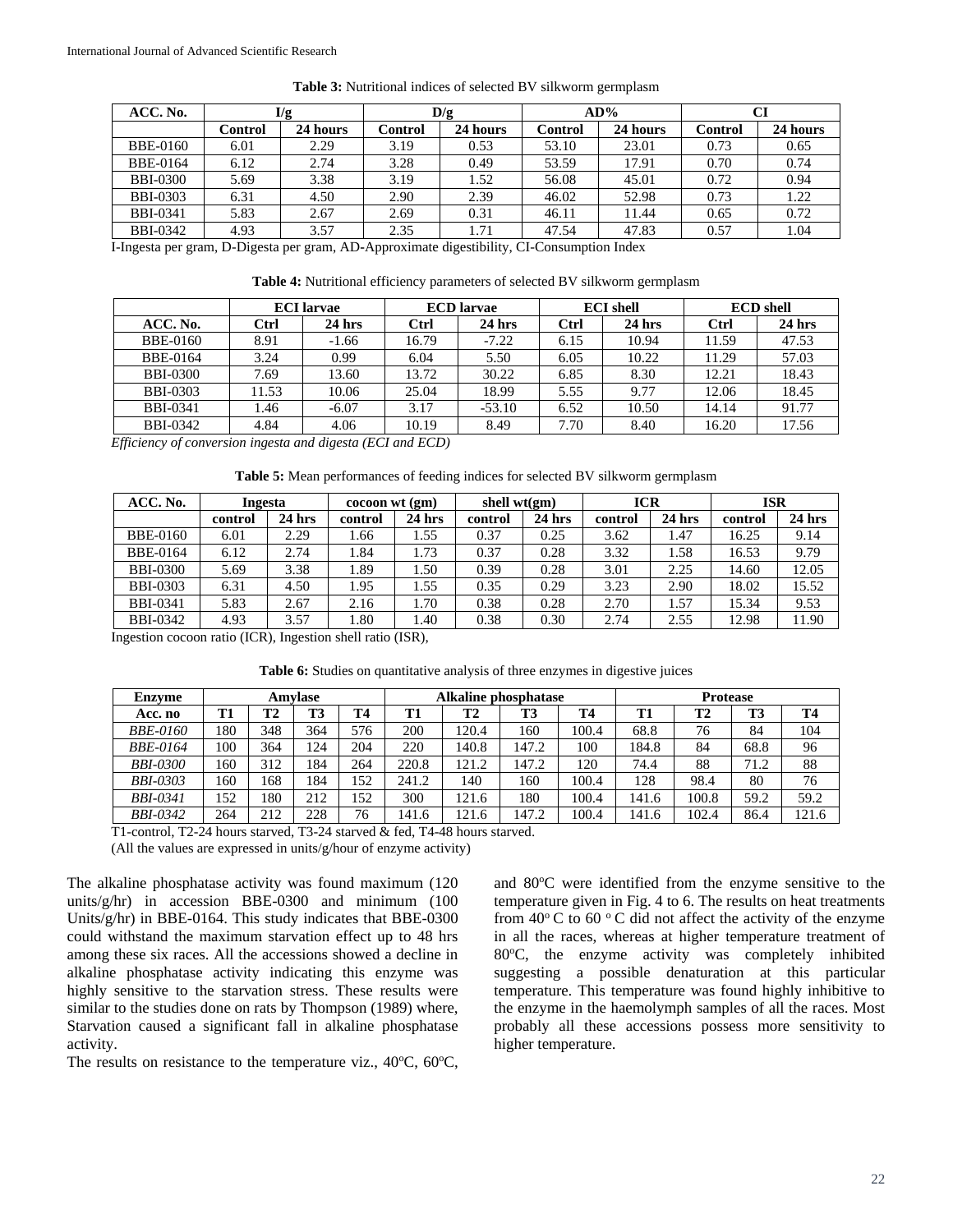**Table 3:** Nutritional indices of selected BV silkworm germplasm

| ACC. No. | I/g | | D/g | | AD% | | CI | |
|---|---|---|---|---|---|---|---|---|
| | Control | 24 hours | Control | 24 hours | Control | 24 hours | Control | 24 hours |
| BBE-0160 | 6.01 | 2.29 | 3.19 | 0.53 | 53.10 | 23.01 | 0.73 | 0.65 |
| BBE-0164 | 6.12 | 2.74 | 3.28 | 0.49 | 53.59 | 17.91 | 0.70 | 0.74 |
| BBI-0300 | 5.69 | 3.38 | 3.19 | 1.52 | 56.08 | 45.01 | 0.72 | 0.94 |
| BBI-0303 | 6.31 | 4.50 | 2.90 | 2.39 | 46.02 | 52.98 | 0.73 | 1.22 |
| BBI-0341 | 5.83 | 2.67 | 2.69 | 0.31 | 46.11 | 11.44 | 0.65 | 0.72 |
| BBI-0342 | 4.93 | 3.57 | 2.35 | 1.71 | 47.54 | 47.83 | 0.57 | 1.04 |

I-Ingesta per gram, D-Digesta per gram, AD-Approximate digestibility, CI-Consumption Index

**Table 4:** Nutritional efficiency parameters of selected BV silkworm germplasm

| | ECI larvae | | ECD larvae | | ECI shell | | ECD shell | |
|---|---|---|---|---|---|---|---|---|
| ACC. No. | Ctrl | 24 hrs | Ctrl | 24 hrs | Ctrl | 24 hrs | Ctrl | 24 hrs |
| BBE-0160 | 8.91 | -1.66 | 16.79 | -7.22 | 6.15 | 10.94 | 11.59 | 47.53 |
| BBE-0164 | 3.24 | 0.99 | 6.04 | 5.50 | 6.05 | 10.22 | 11.29 | 57.03 |
| BBI-0300 | 7.69 | 13.60 | 13.72 | 30.22 | 6.85 | 8.30 | 12.21 | 18.43 |
| BBI-0303 | 11.53 | 10.06 | 25.04 | 18.99 | 5.55 | 9.77 | 12.06 | 18.45 |
| BBI-0341 | 1.46 | -6.07 | 3.17 | -53.10 | 6.52 | 10.50 | 14.14 | 91.77 |
| BBI-0342 | 4.84 | 4.06 | 10.19 | 8.49 | 7.70 | 8.40 | 16.20 | 17.56 |

*Efficiency of conversion ingesta and digesta (ECI and ECD)*

**Table 5:** Mean performances of feeding indices for selected BV silkworm germplasm

| ACC. No. | Ingesta | | cocoon wt (gm) | | shell wt(gm) | | ICR | | ISR | |
|---|---|---|---|---|---|---|---|---|---|---|
| | control | 24 hrs | control | 24 hrs | control | 24 hrs | control | 24 hrs | control | 24 hrs |
| BBE-0160 | 6.01 | 2.29 | 1.66 | 1.55 | 0.37 | 0.25 | 3.62 | 1.47 | 16.25 | 9.14 |
| BBE-0164 | 6.12 | 2.74 | 1.84 | 1.73 | 0.37 | 0.28 | 3.32 | 1.58 | 16.53 | 9.79 |
| BBI-0300 | 5.69 | 3.38 | 1.89 | 1.50 | 0.39 | 0.28 | 3.01 | 2.25 | 14.60 | 12.05 |
| BBI-0303 | 6.31 | 4.50 | 1.95 | 1.55 | 0.35 | 0.29 | 3.23 | 2.90 | 18.02 | 15.52 |
| BBI-0341 | 5.83 | 2.67 | 2.16 | 1.70 | 0.38 | 0.28 | 2.70 | 1.57 | 15.34 | 9.53 |
| BBI-0342 | 4.93 | 3.57 | 1.80 | 1.40 | 0.38 | 0.30 | 2.74 | 2.55 | 12.98 | 11.90 |

Ingestion cocoon ratio (ICR), Ingestion shell ratio (ISR),

**Table 6:** Studies on quantitative analysis of three enzymes in digestive juices

| Enzyme | Amylase | | | | Alkaline phosphatase | | | | Protease | | | |
|---|---|---|---|---|---|---|---|---|---|---|---|---|
| Acc. no | T1 | T2 | T3 | T4 | T1 | T2 | T3 | T4 | T1 | T2 | T3 | T4 |
| *BBE-0160* | 180 | 348 | 364 | 576 | 200 | 120.4 | 160 | 100.4 | 68.8 | 76 | 84 | 104 |
| *BBE-0164* | 100 | 364 | 124 | 204 | 220 | 140.8 | 147.2 | 100 | 184.8 | 84 | 68.8 | 96 |
| *BBI-0300* | 160 | 312 | 184 | 264 | 220.8 | 121.2 | 147.2 | 120 | 74.4 | 88 | 71.2 | 88 |
| *BBI-0303* | 160 | 168 | 184 | 152 | 241.2 | 140 | 160 | 100.4 | 128 | 98.4 | 80 | 76 |
| *BBI-0341* | 152 | 180 | 212 | 152 | 300 | 121.6 | 180 | 100.4 | 141.6 | 100.8 | 59.2 | 59.2 |
| *BBI-0342* | 264 | 212 | 228 | 76 | 141.6 | 121.6 | 147.2 | 100.4 | 141.6 | 102.4 | 86.4 | 121.6 |

T1-control, T2-24 hours starved, T3-24 starved & fed, T4-48 hours starved.

(All the values are expressed in units/g/hour of enzyme activity)

The alkaline phosphatase activity was found maximum (120 units/g/hr) in accession BBE-0300 and minimum (100 Units/g/hr) in BBE-0164. This study indicates that BBE-0300 could withstand the maximum starvation effect up to 48 hrs among these six races. All the accessions showed a decline in alkaline phosphatase activity indicating this enzyme was highly sensitive to the starvation stress. These results were similar to the studies done on rats by Thompson (1989) where, Starvation caused a significant fall in alkaline phosphatase activity.

The results on resistance to the temperature viz., 40ºC, 60ºC, and 80ºC were identified from the enzyme sensitive to the temperature given in Fig. 4 to 6. The results on heat treatments from 40º C to 60 º C did not affect the activity of the enzyme in all the races, whereas at higher temperature treatment of 80ºC, the enzyme activity was completely inhibited suggesting a possible denaturation at this particular temperature. This temperature was found highly inhibitive to the enzyme in the haemolymph samples of all the races. Most probably all these accessions possess more sensitivity to higher temperature.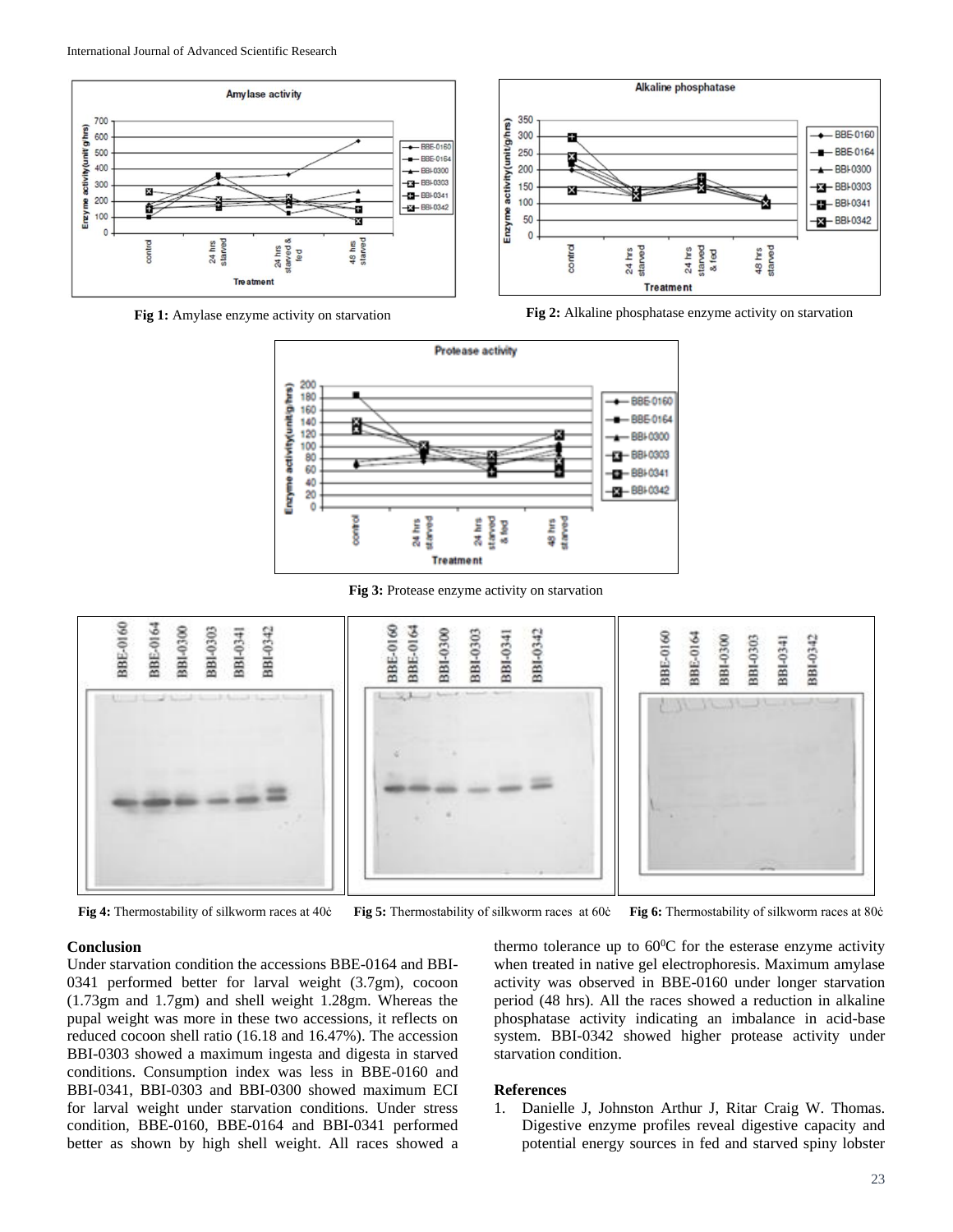Fig 1: Amylase enzyme activity on starvation

Fig 2: Alkaline phosphatase enzyme activity on starvation

Fig 3: Protease enzyme activity on starvation

Fig 4: Thermostability of silkworm races at 40ċ

Fig 5: Thermostability of silkworm races at 60ċ

Fig 6: Thermostability of silkworm races at 80ċ

## Conclusion

Under starvation condition the accessions BBE-0164 and BBI-0341 performed better for larval weight (3.7gm), cocoon (1.73gm and 1.7gm) and shell weight 1.28gm. Whereas the pupal weight was more in these two accessions, it reflects on reduced cocoon shell ratio (16.18 and 16.47%). The accession BBI-0303 showed a maximum ingesta and digesta in starved conditions. Consumption index was less in BBE-0160 and BBI-0341, BBI-0303 and BBI-0300 showed maximum ECI for larval weight under starvation conditions. Under stress condition, BBE-0160, BBE-0164 and BBI-0341 performed better as shown by high shell weight. All races showed a thermo tolerance up to $60^0$C for the esterase enzyme activity when treated in native gel electrophoresis. Maximum amylase activity was observed in BBE-0160 under longer starvation period (48 hrs). All the races showed a reduction in alkaline phosphatase activity indicating an imbalance in acid-base system. BBI-0342 showed higher protease activity under starvation condition.

## References

1. Danielle J, Johnston Arthur J, Ritar Craig W. Thomas. Digestive enzyme profiles reveal digestive capacity and potential energy sources in fed and starved spiny lobster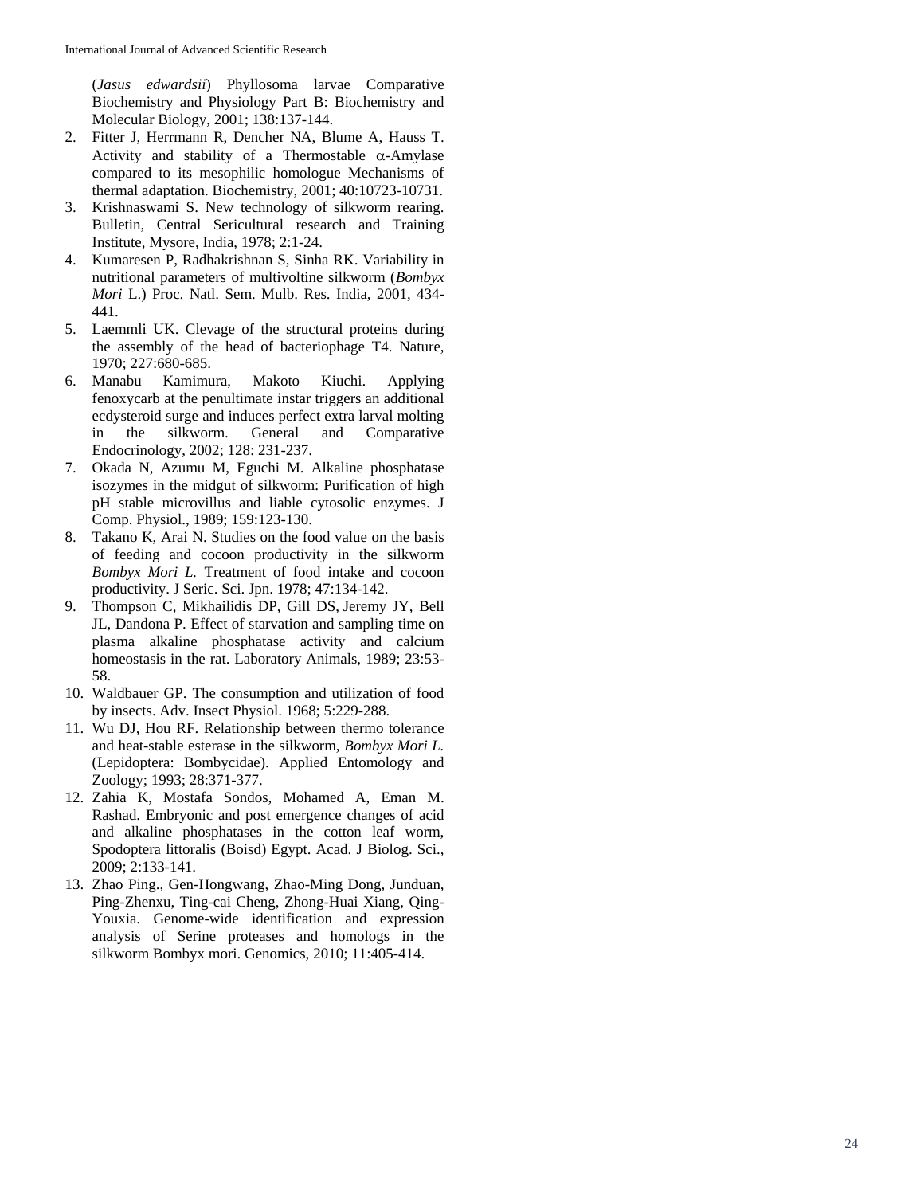(*Jasus edwardsii*) Phyllosoma larvae Comparative Biochemistry and Physiology Part B: Biochemistry and Molecular Biology, 2001; 138:137-144.

2. Fitter J, Herrmann R, Dencher NA, Blume A, Hauss T. Activity and stability of a Thermostable $\alpha$-Amylase compared to its mesophilic homologue Mechanisms of thermal adaptation. Biochemistry, 2001; 40:10723-10731.
3. Krishnaswami S. New technology of silkworm rearing. Bulletin, Central Sericultural research and Training Institute, Mysore, India, 1978; 2:1-24.
4. Kumaresen P, Radhakrishnan S, Sinha RK. Variability in nutritional parameters of multivoltine silkworm (*Bombyx Mori* L.) Proc. Natl. Sem. Mulb. Res. India, 2001, 434-441.
5. Laemmli UK. Clevage of the structural proteins during the assembly of the head of bacteriophage T4. Nature, 1970; 227:680-685.
6. Manabu Kamimura, Makoto Kiuchi. Applying fenoxycarb at the penultimate instar triggers an additional ecdysteroid surge and induces perfect extra larval molting in the silkworm. General and Comparative Endocrinology, 2002; 128: 231-237.
7. Okada N, Azumu M, Eguchi M. Alkaline phosphatase isozymes in the midgut of silkworm: Purification of high pH stable microvillus and liable cytosolic enzymes. J Comp. Physiol., 1989; 159:123-130.
8. Takano K, Arai N. Studies on the food value on the basis of feeding and cocoon productivity in the silkworm *Bombyx Mori L.* Treatment of food intake and cocoon productivity. J Seric. Sci. Jpn. 1978; 47:134-142.
9. Thompson C, Mikhailidis DP, Gill DS, Jeremy JY, Bell JL, Dandona P. Effect of starvation and sampling time on plasma alkaline phosphatase activity and calcium homeostasis in the rat. Laboratory Animals, 1989; 23:53-58.
10. Waldbauer GP. The consumption and utilization of food by insects. Adv. Insect Physiol. 1968; 5:229-288.
11. Wu DJ, Hou RF. Relationship between thermo tolerance and heat-stable esterase in the silkworm, *Bombyx Mori L.* (Lepidoptera: Bombycidae). Applied Entomology and Zoology; 1993; 28:371-377.
12. Zahia K, Mostafa Sondos, Mohamed A, Eman M. Rashad. Embryonic and post emergence changes of acid and alkaline phosphatases in the cotton leaf worm, Spodoptera littoralis (Boisd) Egypt. Acad. J Biolog. Sci., 2009; 2:133-141.
13. Zhao Ping., Gen-Hongwang, Zhao-Ming Dong, Junduan, Ping-Zhenxu, Ting-cai Cheng, Zhong-Huai Xiang, Qing-Youxia. Genome-wide identification and expression analysis of Serine proteases and homologs in the silkworm Bombyx mori. Genomics, 2010; 11:405-414.